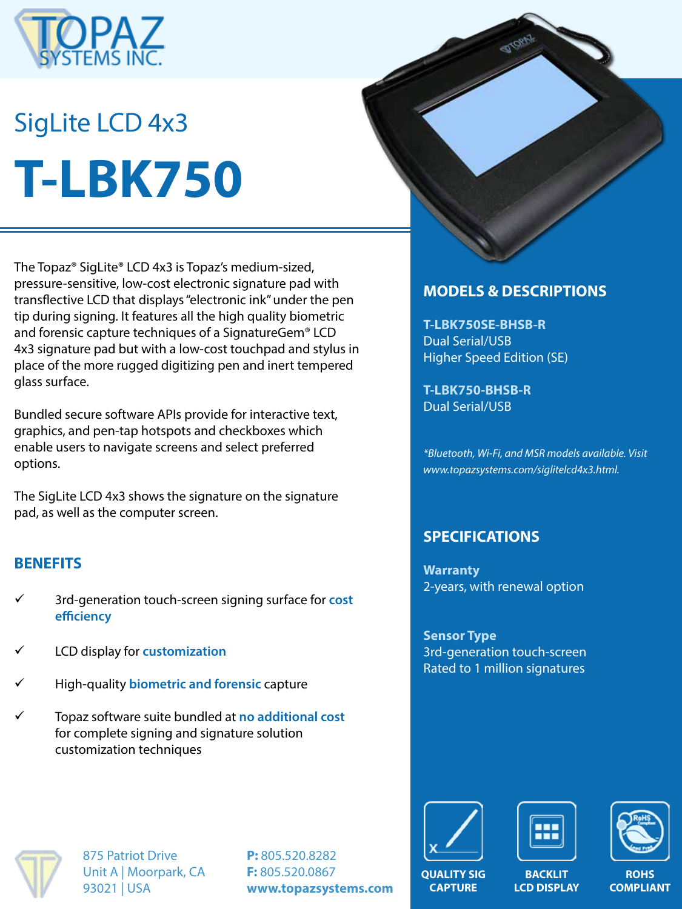# SigLite LCD 4x3

# T-LBK750

The Topaz® SigLite® LCD 4x3 is Topaz's medium-sized, pressure-sensitive, low-cost electronic signature pad with transflective LCD that displays "electronic ink" under the pen tip during signing. It features all the high quality biometric and forensic capture techniques of a SignatureGem® LCD 4x3 signature pad but with a low-cost touchpad and stylus in place of the more rugged digitizing pen and inert tempered glass surface.

Bundled secure software APIs provide for interactive text, graphics, and pen-tap hotspots and checkboxes which enable users to navigate screens and select preferred options.

The SigLite LCD 4x3 shows the signature on the signature pad, as well as the computer screen.

## BENEFITS

- ✓ 3rd-generation touch-screen signing surface for **cost efficiency**
- ✓ LCD display for **customization**
- ✓ High-quality **biometric and forensic** capture
- ✓ Topaz software suite bundled at **no additional cost** for complete signing and signature solution customization techniques

## MODELS & DESCRIPTIONS

**T-LBK750SE-BHSB-R**
Dual Serial/USB
Higher Speed Edition (SE)

**T-LBK750-BHSB-R**
Dual Serial/USB

*\*Bluetooth, Wi-Fi, and MSR models available. Visit www.topazsystems.com/siglitelcd4x3.html.*

## SPECIFICATIONS

**Warranty**
2-years, with renewal option

**Sensor Type**
3rd-generation touch-screen
Rated to 1 million signatures

QUALITY SIG CAPTURE | BACKLIT LCD DISPLAY | ROHS COMPLIANT

875 Patriot Drive
Unit A | Moorpark, CA
93021 | USA

**P:** 805.520.8282
**F:** 805.520.0867
**www.topazsystems.com**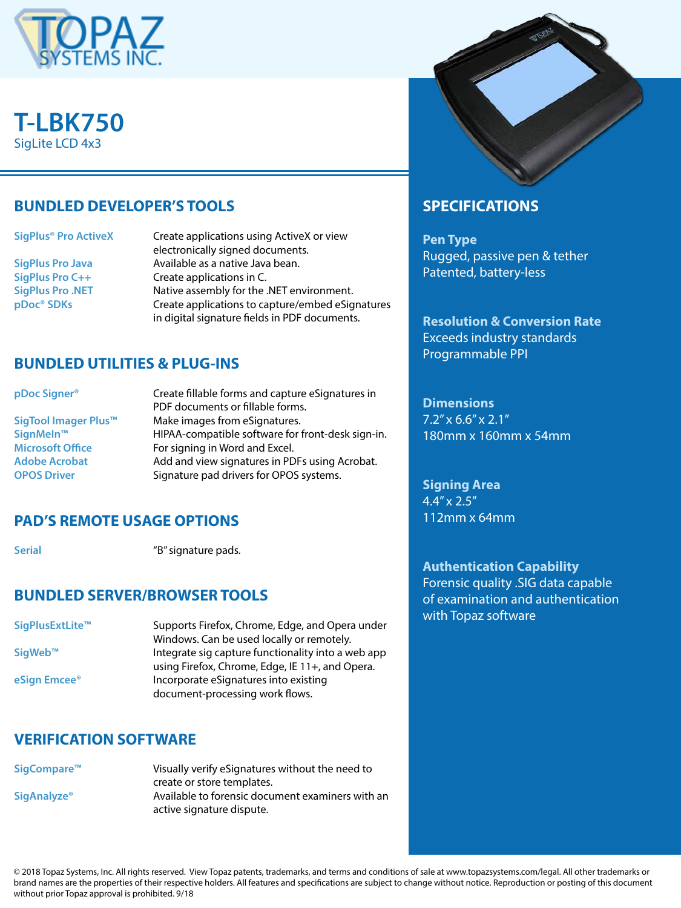# TOPAZ SYSTEMS INC.

# T-LBK750

SigLite LCD 4x3

## BUNDLED DEVELOPER'S TOOLS

| | |
|---|---|
| **SigPlus® Pro ActiveX** | Create applications using ActiveX or view electronically signed documents. |
| **SigPlus Pro Java** | Available as a native Java bean. |
| **SigPlus Pro C++** | Create applications in C. |
| **SigPlus Pro .NET** | Native assembly for the .NET environment. |
| **pDoc® SDKs** | Create applications to capture/embed eSignatures in digital signature fields in PDF documents. |

## BUNDLED UTILITIES & PLUG-INS

| | |
|---|---|
| **pDoc Signer®** | Create fillable forms and capture eSignatures in PDF documents or fillable forms. |
| **SigTool Imager Plus™** | Make images from eSignatures. |
| **SignMeIn™** | HIPAA-compatible software for front-desk sign-in. |
| **Microsoft Office** | For signing in Word and Excel. |
| **Adobe Acrobat** | Add and view signatures in PDFs using Acrobat. |
| **OPOS Driver** | Signature pad drivers for OPOS systems. |

## PAD'S REMOTE USAGE OPTIONS

| | |
|---|---|
| **Serial** | "B" signature pads. |

## BUNDLED SERVER/BROWSER TOOLS

| | |
|---|---|
| **SigPlusExtLite™** | Supports Firefox, Chrome, Edge, and Opera under Windows. Can be used locally or remotely. |
| **SigWeb™** | Integrate sig capture functionality into a web app using Firefox, Chrome, Edge, IE 11+, and Opera. |
| **eSign Emcee®** | Incorporate eSignatures into existing document-processing work flows. |

## VERIFICATION SOFTWARE

| | |
|---|---|
| **SigCompare™** | Visually verify eSignatures without the need to create or store templates. |
| **SigAnalyze®** | Available to forensic document examiners with an active signature dispute. |

## SPECIFICATIONS

### Pen Type

Rugged, passive pen & tether
Patented, battery-less

### Resolution & Conversion Rate

Exceeds industry standards
Programmable PPI

### Dimensions

7.2" x 6.6" x 2.1"
180mm x 160mm x 54mm

### Signing Area

4.4" x 2.5"
112mm x 64mm

### Authentication Capability

Forensic quality .SIG data capable of examination and authentication with Topaz software

© 2018 Topaz Systems, Inc. All rights reserved. View Topaz patents, trademarks, and terms and conditions of sale at www.topazsystems.com/legal. All other trademarks or brand names are the properties of their respective holders. All features and specifications are subject to change without notice. Reproduction or posting of this document without prior Topaz approval is prohibited. 9/18